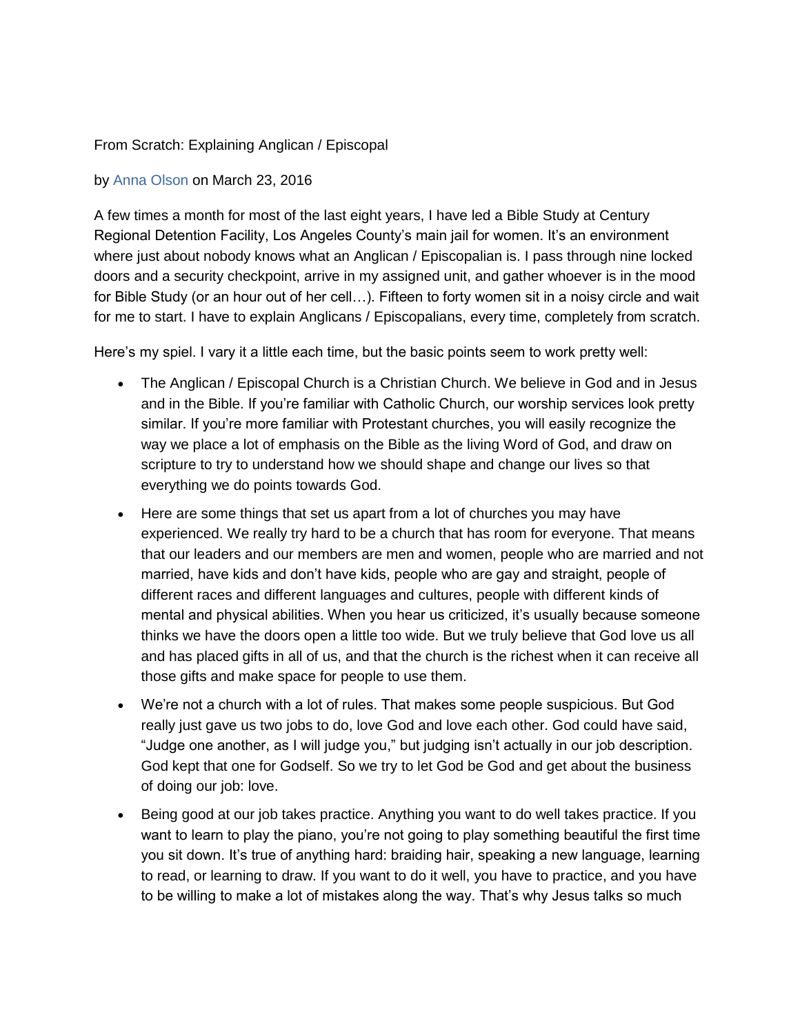# From Scratch: Explaining Anglican / Episcopal

by Anna Olson on March 23, 2016

A few times a month for most of the last eight years, I have led a Bible Study at Century Regional Detention Facility, Los Angeles County's main jail for women. It's an environment where just about nobody knows what an Anglican / Episcopalian is. I pass through nine locked doors and a security checkpoint, arrive in my assigned unit, and gather whoever is in the mood for Bible Study (or an hour out of her cell…). Fifteen to forty women sit in a noisy circle and wait for me to start. I have to explain Anglicans / Episcopalians, every time, completely from scratch.

Here's my spiel. I vary it a little each time, but the basic points seem to work pretty well:

- The Anglican / Episcopal Church is a Christian Church. We believe in God and in Jesus and in the Bible. If you're familiar with Catholic Church, our worship services look pretty similar. If you're more familiar with Protestant churches, you will easily recognize the way we place a lot of emphasis on the Bible as the living Word of God, and draw on scripture to try to understand how we should shape and change our lives so that everything we do points towards God.
- Here are some things that set us apart from a lot of churches you may have experienced. We really try hard to be a church that has room for everyone. That means that our leaders and our members are men and women, people who are married and not married, have kids and don't have kids, people who are gay and straight, people of different races and different languages and cultures, people with different kinds of mental and physical abilities. When you hear us criticized, it's usually because someone thinks we have the doors open a little too wide. But we truly believe that God love us all and has placed gifts in all of us, and that the church is the richest when it can receive all those gifts and make space for people to use them.
- We're not a church with a lot of rules. That makes some people suspicious. But God really just gave us two jobs to do, love God and love each other. God could have said, "Judge one another, as I will judge you," but judging isn't actually in our job description. God kept that one for Godself. So we try to let God be God and get about the business of doing our job: love.
- Being good at our job takes practice. Anything you want to do well takes practice. If you want to learn to play the piano, you're not going to play something beautiful the first time you sit down. It's true of anything hard: braiding hair, speaking a new language, learning to read, or learning to draw. If you want to do it well, you have to practice, and you have to be willing to make a lot of mistakes along the way. That's why Jesus talks so much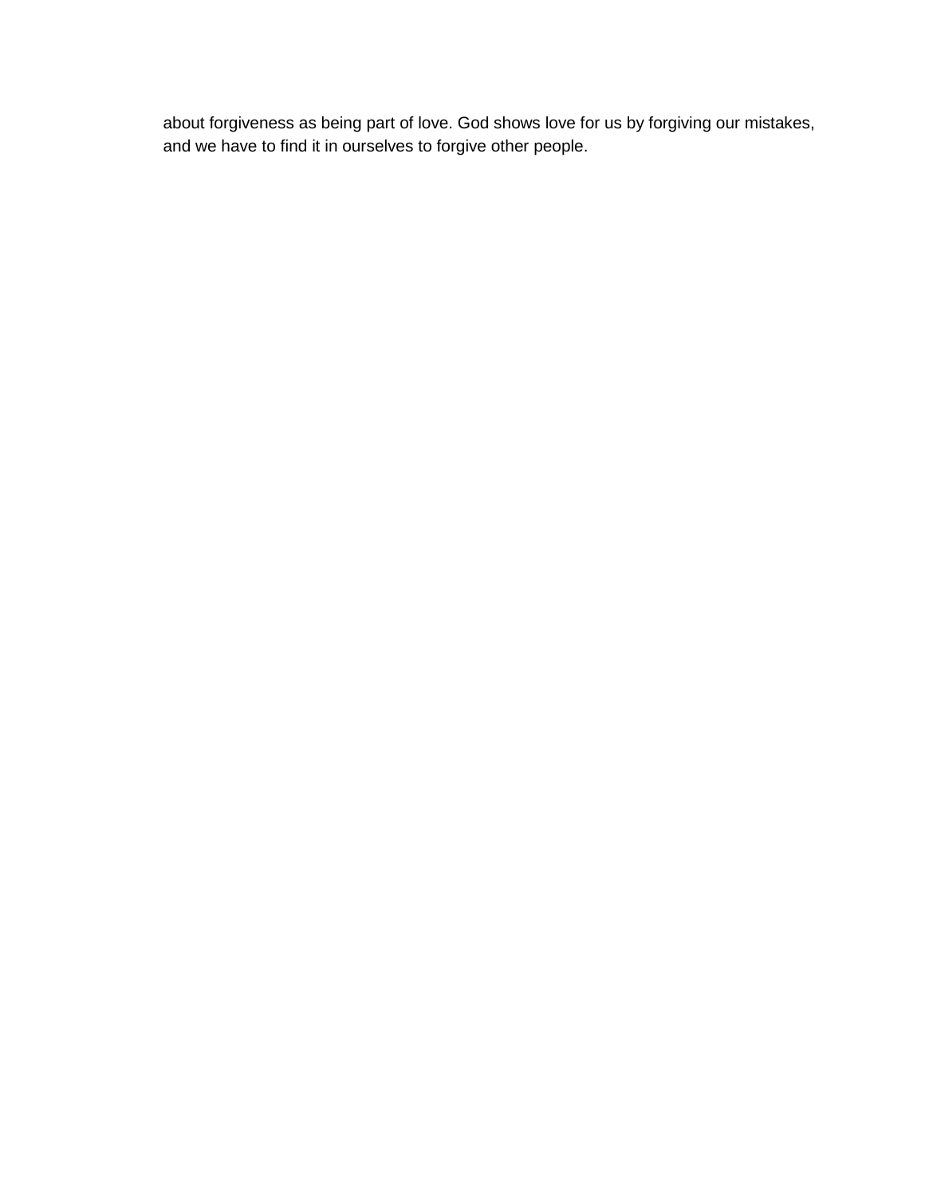about forgiveness as being part of love. God shows love for us by forgiving our mistakes, and we have to find it in ourselves to forgive other people.